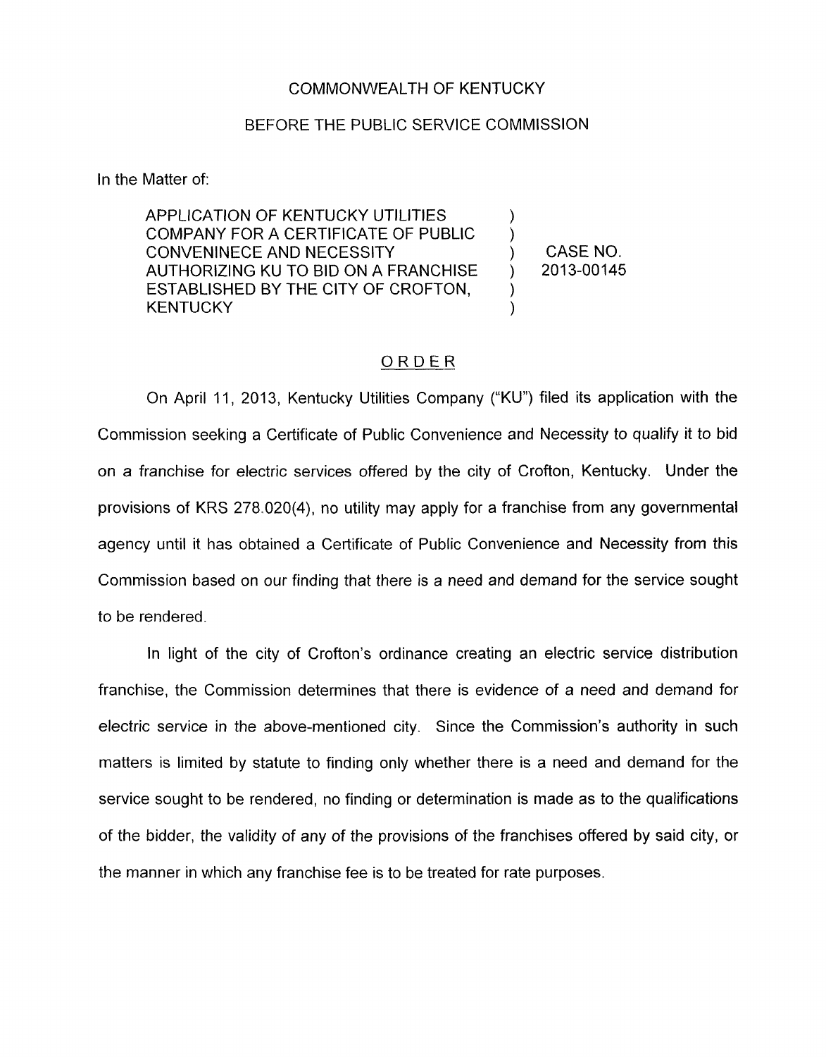COMMONWEALTH OF KENTUCKY

BEFORE THE PUBLIC SERVICE COMMISSION

In the Matter of:

| | | |
|---|---|---|
| APPLICATION OF KENTUCKY UTILITIES COMPANY FOR A CERTIFICATE OF PUBLIC CONVENINECE AND NECESSITY AUTHORIZING KU TO BID ON A FRANCHISE ESTABLISHED BY THE CITY OF CROFTON, KENTUCKY | ) | CASE NO. 2013-00145 |

## ORDER

On April 11, 2013, Kentucky Utilities Company ("KU") filed its application with the Commission seeking a Certificate of Public Convenience and Necessity to qualify it to bid on a franchise for electric services offered by the city of Crofton, Kentucky. Under the provisions of KRS 278.020(4), no utility may apply for a franchise from any governmental agency until it has obtained a Certificate of Public Convenience and Necessity from this Commission based on our finding that there is a need and demand for the service sought to be rendered.

In light of the city of Crofton's ordinance creating an electric service distribution franchise, the Commission determines that there is evidence of a need and demand for electric service in the above-mentioned city. Since the Commission's authority in such matters is limited by statute to finding only whether there is a need and demand for the service sought to be rendered, no finding or determination is made as to the qualifications of the bidder, the validity of any of the provisions of the franchises offered by said city, or the manner in which any franchise fee is to be treated for rate purposes.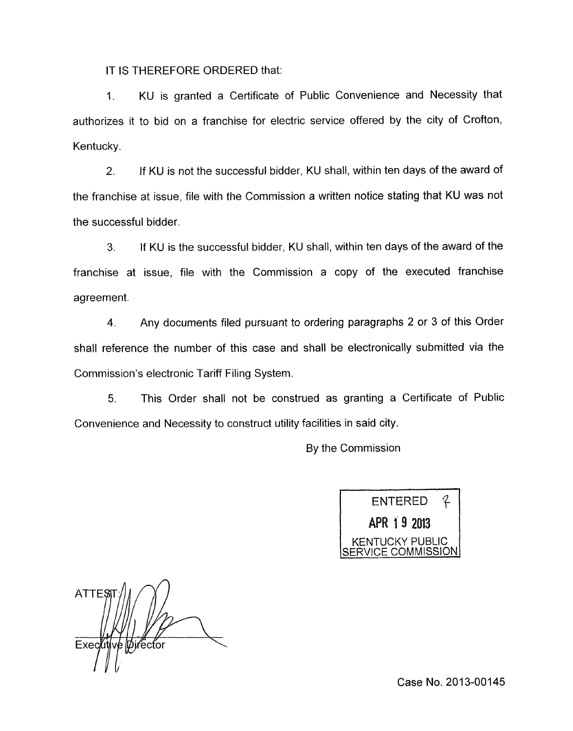IT IS THEREFORE ORDERED that:

1. KU is granted a Certificate of Public Convenience and Necessity that authorizes it to bid on a franchise for electric service offered by the city of Crofton, Kentucky.

2. If KU is not the successful bidder, KU shall, within ten days of the award of the franchise at issue, file with the Commission a written notice stating that KU was not the successful bidder.

3. If KU is the successful bidder, KU shall, within ten days of the award of the franchise at issue, file with the Commission a copy of the executed franchise agreement.

4. Any documents filed pursuant to ordering paragraphs 2 or 3 of this Order shall reference the number of this case and shall be electronically submitted via the Commission's electronic Tariff Filing System.

5. This Order shall not be construed as granting a Certificate of Public Convenience and Necessity to construct utility facilities in said city.

By the Commission

ENTERED
APR 19 2013
KENTUCKY PUBLIC
SERVICE COMMISSION

ATTEST:

Executive Director

Case No. 2013-00145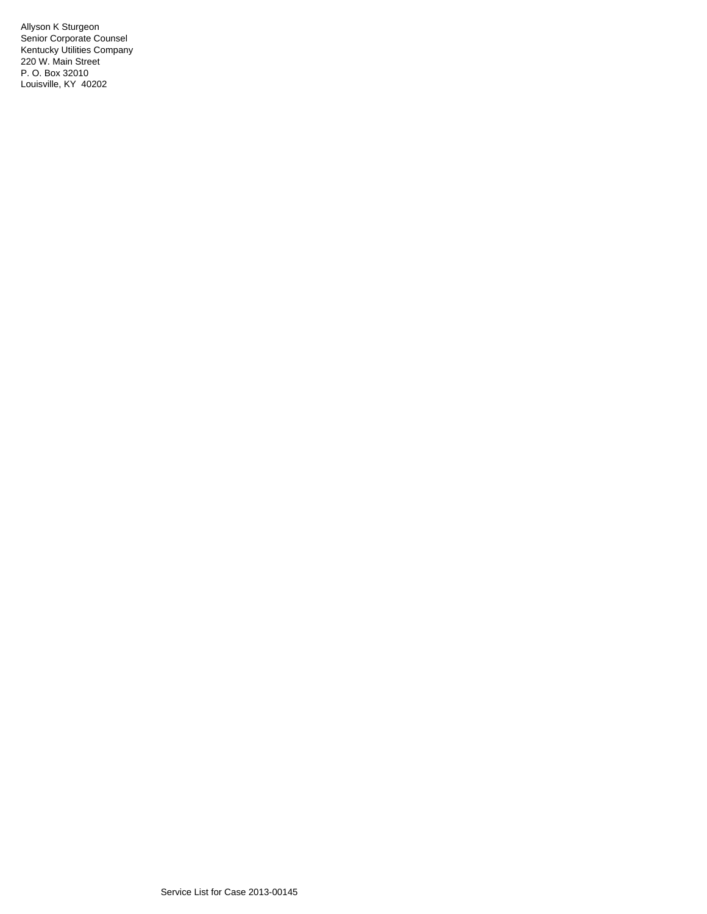Allyson K Sturgeon
Senior Corporate Counsel
Kentucky Utilities Company
220 W. Main Street
P. O. Box 32010
Louisville, KY 40202